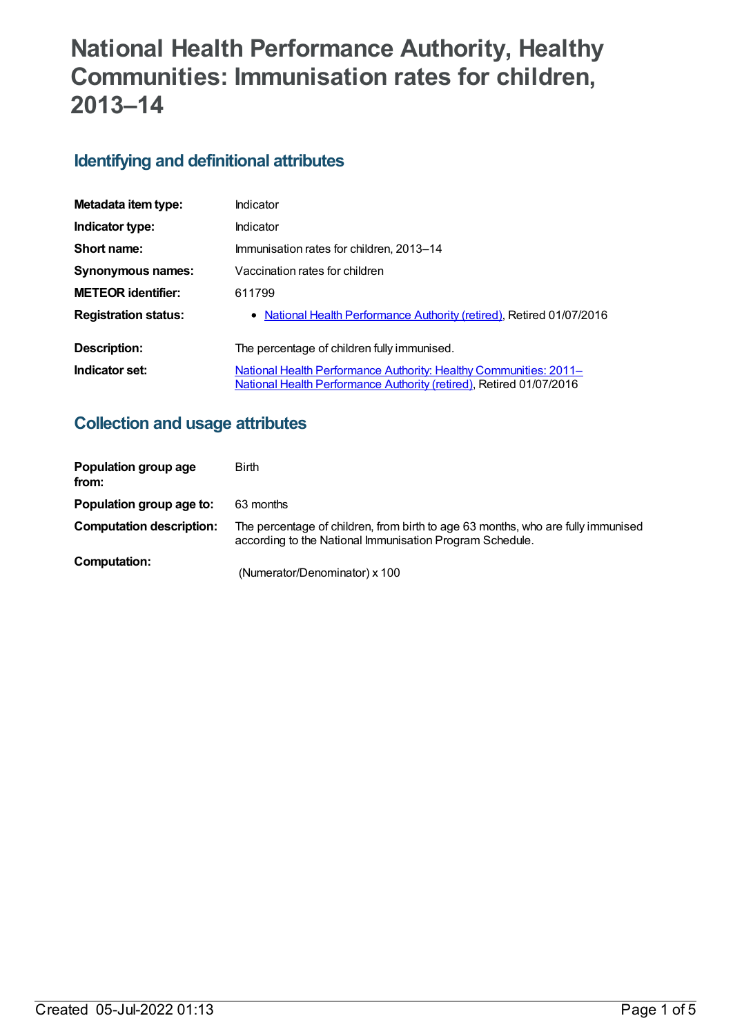# National Health Performance Authority, Healthy Communities: Immunisation rates for children, 2013–14

## Identifying and definitional attributes

| | |
|---|---|
| **Metadata item type:** | Indicator |
| **Indicator type:** | Indicator |
| **Short name:** | Immunisation rates for children, 2013–14 |
| **Synonymous names:** | Vaccination rates for children |
| **METEOR identifier:** | 611799 |
| **Registration status:** | • National Health Performance Authority (retired), Retired 01/07/2016 |
| **Description:** | The percentage of children fully immunised. |
| **Indicator set:** | National Health Performance Authority: Healthy Communities: 2011– National Health Performance Authority (retired), Retired 01/07/2016 |

## Collection and usage attributes

| | |
|---|---|
| **Population group age from:** | Birth |
| **Population group age to:** | 63 months |
| **Computation description:** | The percentage of children, from birth to age 63 months, who are fully immunised according to the National Immunisation Program Schedule. |
| **Computation:** | (Numerator/Denominator) x 100 |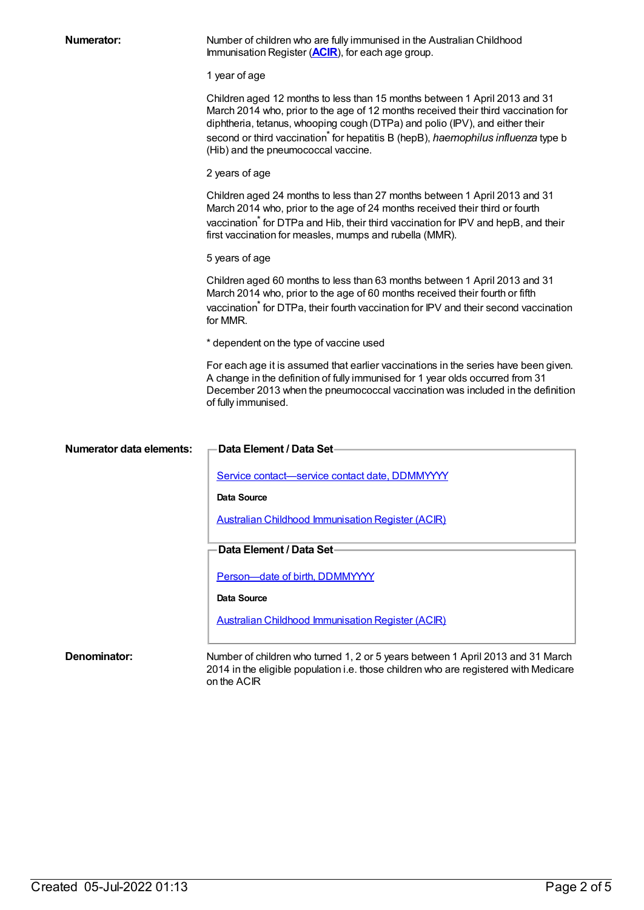**Numerator:**

Number of children who are fully immunised in the Australian Childhood Immunisation Register (**ACIR**), for each age group.

1 year of age

Children aged 12 months to less than 15 months between 1 April 2013 and 31 March 2014 who, prior to the age of 12 months received their third vaccination for diphtheria, tetanus, whooping cough (DTPa) and polio (IPV), and either their second or third vaccination* for hepatitis B (hepB), *haemophilus influenza* type b (Hib) and the pneumococcal vaccine.

2 years of age

Children aged 24 months to less than 27 months between 1 April 2013 and 31 March 2014 who, prior to the age of 24 months received their third or fourth vaccination* for DTPa and Hib, their third vaccination for IPV and hepB, and their first vaccination for measles, mumps and rubella (MMR).

5 years of age

Children aged 60 months to less than 63 months between 1 April 2013 and 31 March 2014 who, prior to the age of 60 months received their fourth or fifth vaccination* for DTPa, their fourth vaccination for IPV and their second vaccination for MMR.

* dependent on the type of vaccine used

For each age it is assumed that earlier vaccinations in the series have been given. A change in the definition of fully immunised for 1 year olds occurred from 31 December 2013 when the pneumococcal vaccination was included in the definition of fully immunised.

**Numerator data elements:**

**Data Element / Data Set**

Service contact—service contact date, DDMMYYYY

**Data Source**

Australian Childhood Immunisation Register (ACIR)

**Data Element / Data Set**

Person—date of birth, DDMMYYYY

**Data Source**

Australian Childhood Immunisation Register (ACIR)

**Denominator:**

Number of children who turned 1, 2 or 5 years between 1 April 2013 and 31 March 2014 in the eligible population i.e. those children who are registered with Medicare on the ACIR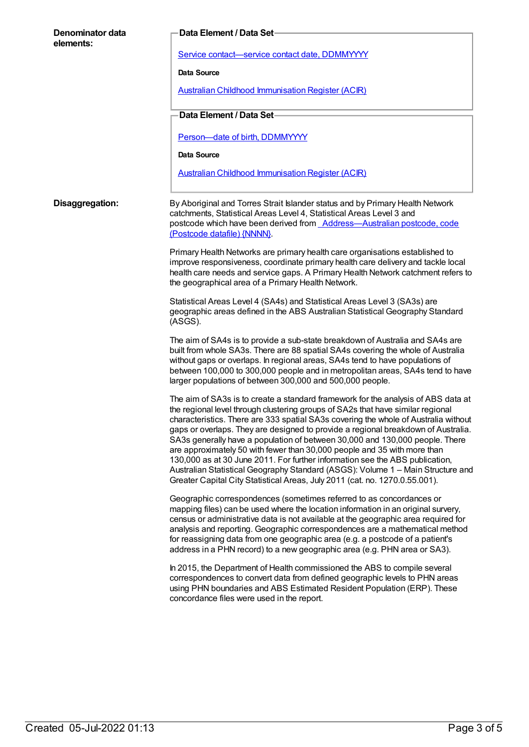**Denominator data elements:**

**Data Element / Data Set**

Service contact—service contact date, DDMMYYYY

**Data Source**

Australian Childhood Immunisation Register (ACIR)

**Data Element / Data Set**

Person—date of birth, DDMMYYYY

**Data Source**

Australian Childhood Immunisation Register (ACIR)

**Disaggregation:**

By Aboriginal and Torres Strait Islander status and by Primary Health Network catchments, Statistical Areas Level 4, Statistical Areas Level 3 and postcode which have been derived from Address—Australian postcode, code (Postcode datafile) {NNNN}.

Primary Health Networks are primary health care organisations established to improve responsiveness, coordinate primary health care delivery and tackle local health care needs and service gaps. A Primary Health Network catchment refers to the geographical area of a Primary Health Network.

Statistical Areas Level 4 (SA4s) and Statistical Areas Level 3 (SA3s) are geographic areas defined in the ABS Australian Statistical Geography Standard (ASGS).

The aim of SA4s is to provide a sub-state breakdown of Australia and SA4s are built from whole SA3s. There are 88 spatial SA4s covering the whole of Australia without gaps or overlaps. In regional areas, SA4s tend to have populations of between 100,000 to 300,000 people and in metropolitan areas, SA4s tend to have larger populations of between 300,000 and 500,000 people.

The aim of SA3s is to create a standard framework for the analysis of ABS data at the regional level through clustering groups of SA2s that have similar regional characteristics. There are 333 spatial SA3s covering the whole of Australia without gaps or overlaps. They are designed to provide a regional breakdown of Australia. SA3s generally have a population of between 30,000 and 130,000 people. There are approximately 50 with fewer than 30,000 people and 35 with more than 130,000 as at 30 June 2011. For further information see the ABS publication, Australian Statistical Geography Standard (ASGS): Volume 1 – Main Structure and Greater Capital City Statistical Areas, July 2011 (cat. no. 1270.0.55.001).

Geographic correspondences (sometimes referred to as concordances or mapping files) can be used where the location information in an original survery, census or administrative data is not available at the geographic area required for analysis and reporting. Geographic correspondences are a mathematical method for reassigning data from one geographic area (e.g. a postcode of a patient's address in a PHN record) to a new geographic area (e.g. PHN area or SA3).

In 2015, the Department of Health commissioned the ABS to compile several correspondences to convert data from defined geographic levels to PHN areas using PHN boundaries and ABS Estimated Resident Population (ERP). These concordance files were used in the report.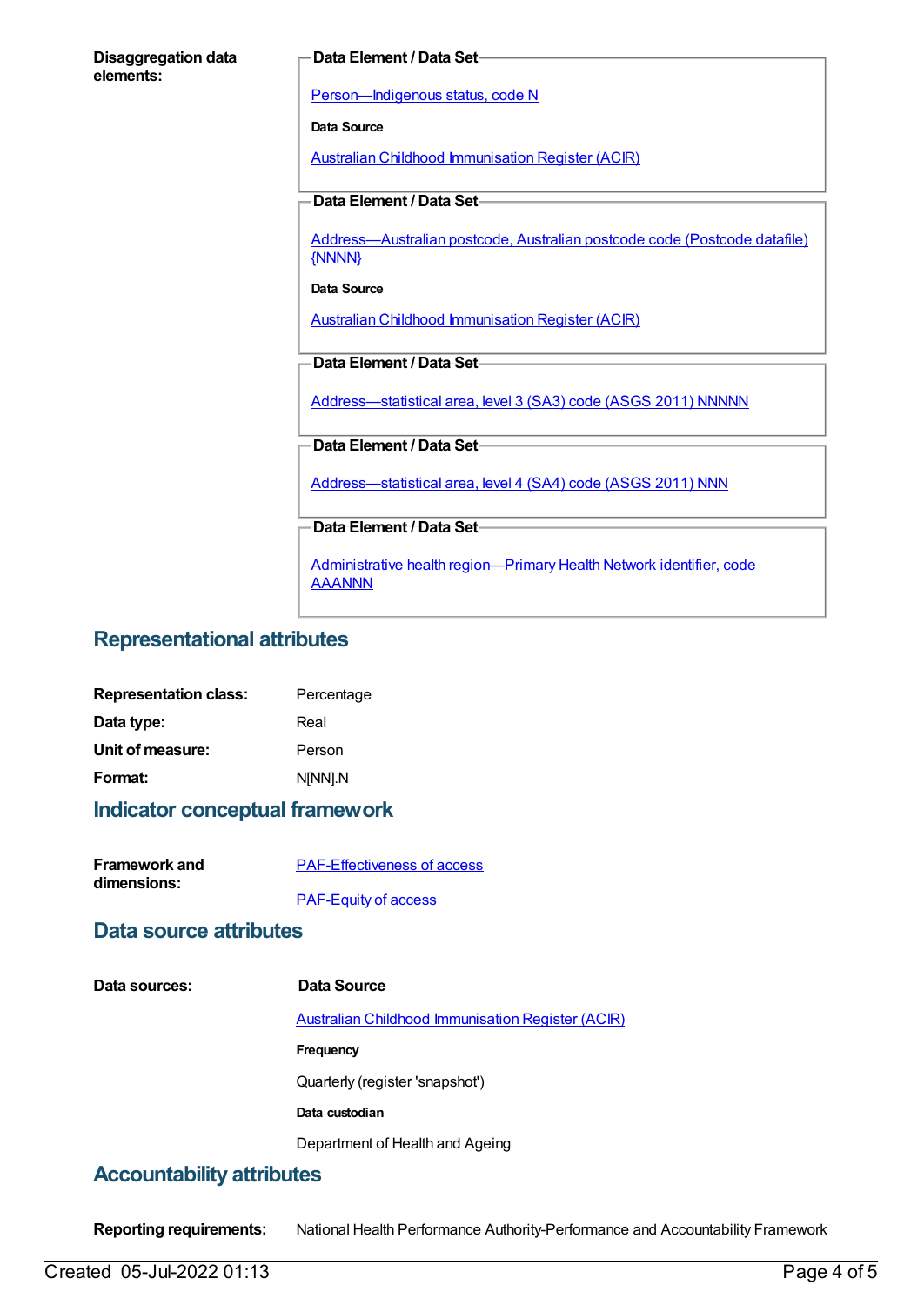**Disaggregation data elements:**

**Data Element / Data Set**

Person—Indigenous status, code N

**Data Source**

Australian Childhood Immunisation Register (ACIR)

**Data Element / Data Set**

Address—Australian postcode, Australian postcode code (Postcode datafile) {NNNN}

**Data Source**

Australian Childhood Immunisation Register (ACIR)

**Data Element / Data Set**

Address—statistical area, level 3 (SA3) code (ASGS 2011) NNNNN

**Data Element / Data Set**

Address—statistical area, level 4 (SA4) code (ASGS 2011) NNN

**Data Element / Data Set**

Administrative health region—Primary Health Network identifier, code AAANNN

## Representational attributes

**Representation class:** Percentage

**Data type:** Real

**Unit of measure:** Person

**Format:** N[NN].N

## Indicator conceptual framework

**Framework and dimensions:**

PAF-Effectiveness of access

PAF-Equity of access

## Data source attributes

**Data sources:**

**Data Source**

Australian Childhood Immunisation Register (ACIR)

**Frequency**

Quarterly (register 'snapshot')

**Data custodian**

Department of Health and Ageing

## Accountability attributes

**Reporting requirements:** National Health Performance Authority-Performance and Accountability Framework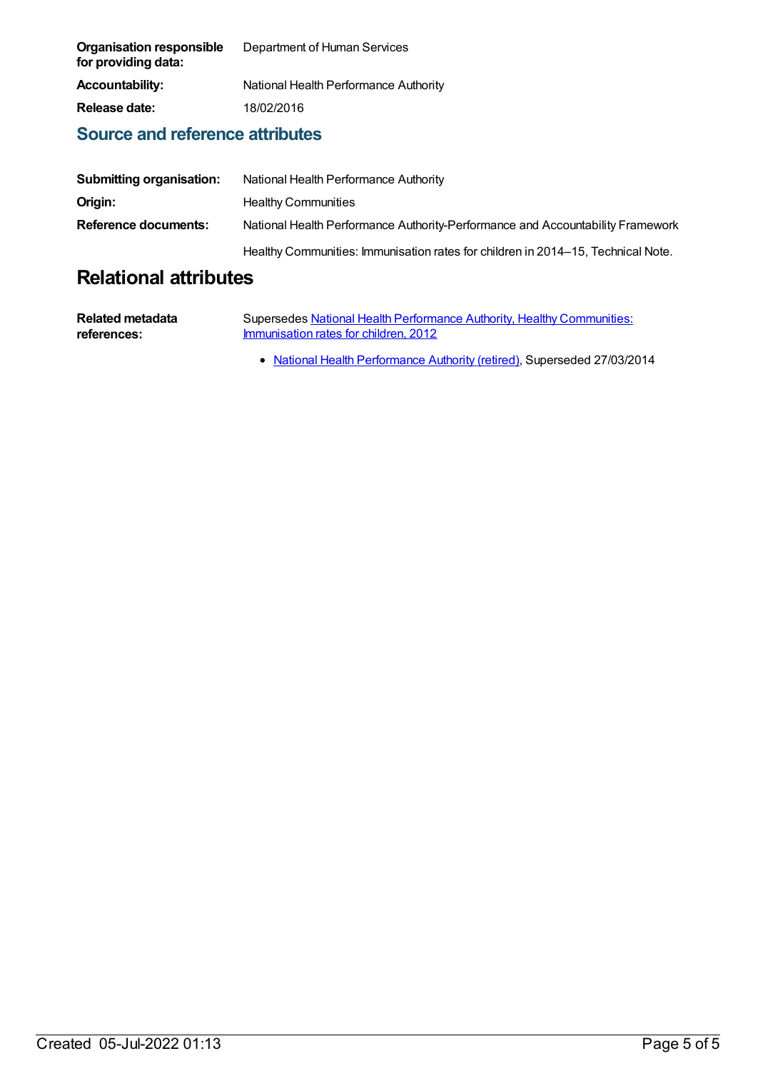| | |
|---|---|
| **Organisation responsible for providing data:** | Department of Human Services |
| **Accountability:** | National Health Performance Authority |
| **Release date:** | 18/02/2016 |

## Source and reference attributes

| | |
|---|---|
| **Submitting organisation:** | National Health Performance Authority |
| **Origin:** | Healthy Communities |
| **Reference documents:** | National Health Performance Authority-Performance and Accountability Framework |
| | Healthy Communities: Immunisation rates for children in 2014–15, Technical Note. |

# Relational attributes

**Related metadata references:**

Supersedes National Health Performance Authority, Healthy Communities: Immunisation rates for children, 2012

- National Health Performance Authority (retired), Superseded 27/03/2014